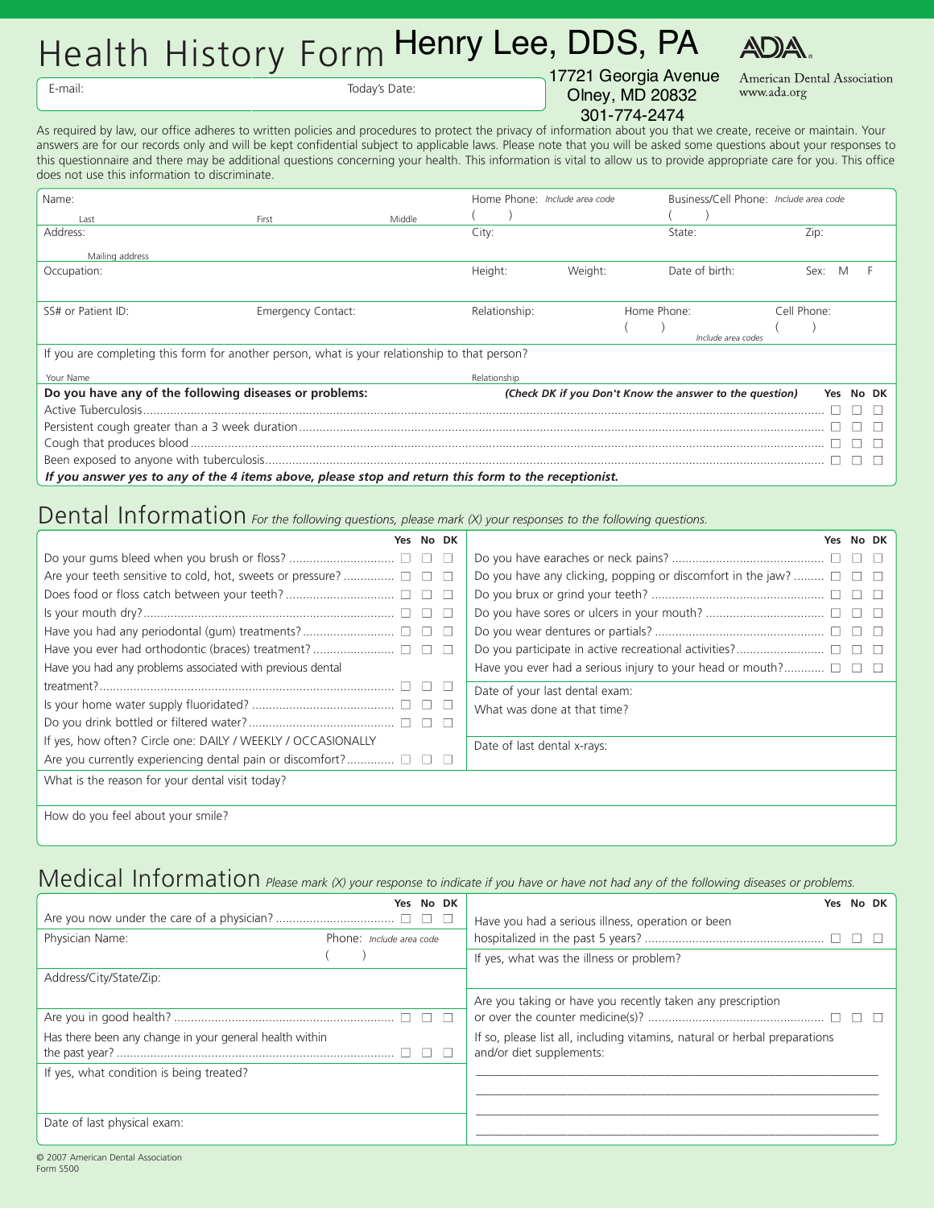# Health History Form

**Henry Lee, DDS, PA**
17721 Georgia Avenue
Olney, MD 20832
301-774-2474

ADA American Dental Association
www.ada.org

E-mail: Today's Date:

As required by law, our office adheres to written policies and procedures to protect the privacy of information about you that we create, receive or maintain. Your answers are for our records only and will be kept confidential subject to applicable laws. Please note that you will be asked some questions about your responses to this questionnaire and there may be additional questions concerning your health. This information is vital to allow us to provide appropriate care for you. This office does not use this information to discriminate.

Name: Last First Middle

Home Phone: *Include area code* ( )

Business/Cell Phone: *Include area code* ( )

Address: Mailing address

City: State: Zip:

Occupation:

Height: Weight: Date of birth: Sex: M F

SS# or Patient ID: Emergency Contact: Relationship: Home Phone: ( ) Cell Phone: ( ) *Include area codes*

If you are completing this form for another person, what is your relationship to that person?

Your Name Relationship

| **Do you have any of the following diseases or problems:** *(Check DK if you Don't Know the answer to the question)* | Yes | No | DK |
|---|---|---|---|
| Active Tuberculosis | ☐ | ☐ | ☐ |
| Persistent cough greater than a 3 week duration | ☐ | ☐ | ☐ |
| Cough that produces blood | ☐ | ☐ | ☐ |
| Been exposed to anyone with tuberculosis | ☐ | ☐ | ☐ |

***If you answer yes to any of the 4 items above, please stop and return this form to the receptionist.***

## Dental Information

*For the following questions, please mark (X) your responses to the following questions.*

| | Yes | No | DK |
|---|---|---|---|
| Do your gums bleed when you brush or floss? | ☐ | ☐ | ☐ |
| Are your teeth sensitive to cold, hot, sweets or pressure? | ☐ | ☐ | ☐ |
| Does food or floss catch between your teeth? | ☐ | ☐ | ☐ |
| Is your mouth dry? | ☐ | ☐ | ☐ |
| Have you had any periodontal (gum) treatments? | ☐ | ☐ | ☐ |
| Have you ever had orthodontic (braces) treatment? | ☐ | ☐ | ☐ |
| Have you had any problems associated with previous dental treatment? | ☐ | ☐ | ☐ |
| Is your home water supply fluoridated? | ☐ | ☐ | ☐ |
| Do you drink bottled or filtered water? | ☐ | ☐ | ☐ |
| If yes, how often? Circle one: DAILY / WEEKLY / OCCASIONALLY | | | |
| Are you currently experiencing dental pain or discomfort? | ☐ | ☐ | ☐ |

| | Yes | No | DK |
|---|---|---|---|
| Do you have earaches or neck pains? | ☐ | ☐ | ☐ |
| Do you have any clicking, popping or discomfort in the jaw? | ☐ | ☐ | ☐ |
| Do you brux or grind your teeth? | ☐ | ☐ | ☐ |
| Do you have sores or ulcers in your mouth? | ☐ | ☐ | ☐ |
| Do you wear dentures or partials? | ☐ | ☐ | ☐ |
| Do you participate in active recreational activities? | ☐ | ☐ | ☐ |
| Have you ever had a serious injury to your head or mouth? | ☐ | ☐ | ☐ |

Date of your last dental exam:

What was done at that time?

Date of last dental x-rays:

What is the reason for your dental visit today?

How do you feel about your smile?

## Medical Information

*Please mark (X) your response to indicate if you have or have not had any of the following diseases or problems.*

| | Yes | No | DK |
|---|---|---|---|
| Are you now under the care of a physician? | ☐ | ☐ | ☐ |

Physician Name: Phone: *Include area code* ( )

Address/City/State/Zip:

| | Yes | No | DK |
|---|---|---|---|
| Are you in good health? | ☐ | ☐ | ☐ |
| Has there been any change in your general health within the past year? | ☐ | ☐ | ☐ |

If yes, what condition is being treated?

Date of last physical exam:

| | Yes | No | DK |
|---|---|---|---|
| Have you had a serious illness, operation or been hospitalized in the past 5 years? | ☐ | ☐ | ☐ |

If yes, what was the illness or problem?

| | Yes | No | DK |
|---|---|---|---|
| Are you taking or have you recently taken any prescription or over the counter medicine(s)? | ☐ | ☐ | ☐ |

If so, please list all, including vitamins, natural or herbal preparations and/or diet supplements:

\_\_\_\_\_\_\_\_\_\_\_\_\_\_\_\_\_\_\_\_\_\_\_\_\_\_\_\_\_\_\_\_\_\_\_\_\_\_\_\_\_\_\_\_

\_\_\_\_\_\_\_\_\_\_\_\_\_\_\_\_\_\_\_\_\_\_\_\_\_\_\_\_\_\_\_\_\_\_\_\_\_\_\_\_\_\_\_\_

\_\_\_\_\_\_\_\_\_\_\_\_\_\_\_\_\_\_\_\_\_\_\_\_\_\_\_\_\_\_\_\_\_\_\_\_\_\_\_\_\_\_\_\_

\_\_\_\_\_\_\_\_\_\_\_\_\_\_\_\_\_\_\_\_\_\_\_\_\_\_\_\_\_\_\_\_\_\_\_\_\_\_\_\_\_\_\_\_

© 2007 American Dental Association
Form S500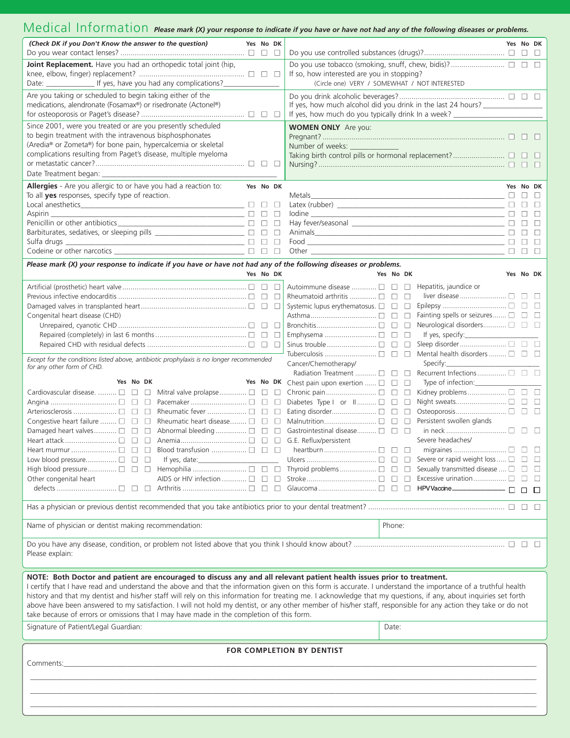# Medical Information

***Please mark (X) your response to indicate if you have or have not had any of the following diseases or problems.***

| *(Check DK if you Don't Know the answer to the question)* | Yes | No | DK |
|---|---|---|---|
| Do you wear contact lenses? | ☐ | ☐ | ☐ |
| **Joint Replacement.** Have you had an orthopedic total joint (hip, knee, elbow, finger) replacement? | ☐ | ☐ | ☐ |
| Date: _____________ If yes, have you had any complications?______________ | | | |
| Are you taking or scheduled to begin taking either of the medications, alendronate (Fosamax®) or risedronate (Actonel®) for osteoporosis or Paget's disease? | ☐ | ☐ | ☐ |
| Since 2001, were you treated or are you presently scheduled to begin treatment with the intravenous bisphosphonates (Aredia® or Zometa®) for bone pain, hypercalcemia or skeletal complications resulting from Paget's disease, multiple myeloma or metastatic cancer? | ☐ | ☐ | ☐ |
| Date Treatment began: ______________________________________________ | | | |

| | Yes | No | DK |
|---|---|---|---|
| Do you use controlled substances (drugs)? | ☐ | ☐ | ☐ |
| Do you use tobacco (smoking, snuff, chew, bidis)? | ☐ | ☐ | ☐ |
| If so, how interested are you in stopping? (Circle one) VERY / SOMEWHAT / NOT INTERESTED | | | |
| Do you drink alcoholic beverages? | ☐ | ☐ | ☐ |
| If yes, how much alcohol did you drink in the last 24 hours? _______________ | | | |
| If yes, how much do you typically drink In a week? _____________________ | | | |
| **WOMEN ONLY** Are you: | | | |
| Pregnant? | ☐ | ☐ | ☐ |
| Number of weeks: _____________ | | | |
| Taking birth control pills or hormonal replacement? | ☐ | ☐ | ☐ |
| Nursing? | ☐ | ☐ | ☐ |

**Allergies** - Are you allergic to or have you had a reaction to:
To all **yes** responses, specify type of reaction.

| | Yes | No | DK |
|---|---|---|---|
| Local anesthetics______________________ | ☐ | ☐ | ☐ |
| Aspirin ______________________ | ☐ | ☐ | ☐ |
| Penicillin or other antibiotics ______________________ | ☐ | ☐ | ☐ |
| Barbiturates, sedatives, or sleeping pills ______________________ | ☐ | ☐ | ☐ |
| Sulfa drugs ______________________ | ☐ | ☐ | ☐ |
| Codeine or other narcotics ______________________ | ☐ | ☐ | ☐ |
| Metals______________________ | ☐ | ☐ | ☐ |
| Latex (rubber) ______________________ | ☐ | ☐ | ☐ |
| Iodine ______________________ | ☐ | ☐ | ☐ |
| Hay fever/seasonal ______________________ | ☐ | ☐ | ☐ |
| Animals______________________ | ☐ | ☐ | ☐ |
| Food ______________________ | ☐ | ☐ | ☐ |
| Other ______________________ | ☐ | ☐ | ☐ |

***Please mark (X) your response to indicate if you have or have not had any of the following diseases or problems.***

| | Yes | No | DK |
|---|---|---|---|
| Artificial (prosthetic) heart valve | ☐ | ☐ | ☐ |
| Previous infective endocarditis | ☐ | ☐ | ☐ |
| Damaged valves in transplanted heart | ☐ | ☐ | ☐ |
| Congenital heart disease (CHD) | | | |
| Unrepaired, cyanotic CHD | ☐ | ☐ | ☐ |
| Repaired (completely) in last 6 months | ☐ | ☐ | ☐ |
| Repaired CHD with residual defects | ☐ | ☐ | ☐ |

*Except for the conditions listed above, antibiotic prophylaxis is no longer recommended for any other form of CHD.*

| | Yes | No | DK |
|---|---|---|---|
| Cardiovascular disease. | ☐ | ☐ | ☐ |
| Angina | ☐ | ☐ | ☐ |
| Arteriosclerosis | ☐ | ☐ | ☐ |
| Congestive heart failure | ☐ | ☐ | ☐ |
| Damaged heart valves | ☐ | ☐ | ☐ |
| Heart attack | ☐ | ☐ | ☐ |
| Heart murmur | ☐ | ☐ | ☐ |
| Low blood pressure | ☐ | ☐ | ☐ |
| High blood pressure | ☐ | ☐ | ☐ |
| Other congenital heart defects | ☐ | ☐ | ☐ |
| Mitral valve prolapse | ☐ | ☐ | ☐ |
| Pacemaker | ☐ | ☐ | ☐ |
| Rheumatic fever | ☐ | ☐ | ☐ |
| Rheumatic heart disease | ☐ | ☐ | ☐ |
| Abnormal bleeding | ☐ | ☐ | ☐ |
| Anemia | ☐ | ☐ | ☐ |
| Blood transfusion | ☐ | ☐ | ☐ |
| If yes, date:____________________ | | | |
| Hemophilia | ☐ | ☐ | ☐ |
| AIDS or HIV infection | ☐ | ☐ | ☐ |
| Arthritis | ☐ | ☐ | ☐ |
| Autoimmune disease | ☐ | ☐ | ☐ |
| Rheumatoid arthritis | ☐ | ☐ | ☐ |
| Systemic lupus erythematosus. | ☐ | ☐ | ☐ |
| Asthma | ☐ | ☐ | ☐ |
| Bronchitis | ☐ | ☐ | ☐ |
| Emphysema | ☐ | ☐ | ☐ |
| Sinus trouble | ☐ | ☐ | ☐ |
| Tuberculosis | ☐ | ☐ | ☐ |
| Cancer/Chemotherapy/ Radiation Treatment | ☐ | ☐ | ☐ |
| Chest pain upon exertion | ☐ | ☐ | ☐ |
| Chronic pain | ☐ | ☐ | ☐ |
| Diabetes Type I or II | ☐ | ☐ | ☐ |
| Eating disorder | ☐ | ☐ | ☐ |
| Malnutrition | ☐ | ☐ | ☐ |
| Gastrointestinal disease | ☐ | ☐ | ☐ |
| G.E. Reflux/persistent heartburn | ☐ | ☐ | ☐ |
| Ulcers | ☐ | ☐ | ☐ |
| Thyroid problems | ☐ | ☐ | ☐ |
| Stroke | ☐ | ☐ | ☐ |
| Glaucoma | ☐ | ☐ | ☐ |
| Hepatitis, jaundice or liver disease | ☐ | ☐ | ☐ |
| Epilepsy | ☐ | ☐ | ☐ |
| Fainting spells or seizures | ☐ | ☐ | ☐ |
| Neurological disorders | ☐ | ☐ | ☐ |
| If yes, specify:____________________ | | | |
| Sleep disorder | ☐ | ☐ | ☐ |
| Mental health disorders | ☐ | ☐ | ☐ |
| Specify:____________________ | | | |
| Recurrent Infections | ☐ | ☐ | ☐ |
| Type of infection:____________________ | | | |
| Kidney problems | ☐ | ☐ | ☐ |
| Night sweats | ☐ | ☐ | ☐ |
| Osteoporosis | ☐ | ☐ | ☐ |
| Persistent swollen glands in neck | ☐ | ☐ | ☐ |
| Severe headaches/ migraines | ☐ | ☐ | ☐ |
| Severe or rapid weight loss | ☐ | ☐ | ☐ |
| Sexually transmitted disease | ☐ | ☐ | ☐ |
| Excessive urination | ☐ | ☐ | ☐ |
| HPV Vaccine______________ | ☐ | ☐ | ☐ |

| | Yes | No | DK |
|---|---|---|---|
| Has a physician or previous dentist recommended that you take antibiotics prior to your dental treatment? | ☐ | ☐ | ☐ |

Name of physician or dentist making recommendation: Phone:

| | Yes | No | DK |
|---|---|---|---|
| Do you have any disease, condition, or problem not listed above that you think I should know about? | ☐ | ☐ | ☐ |

Please explain:

**NOTE: Both Doctor and patient are encouraged to discuss any and all relevant patient health issues prior to treatment.**
I certify that I have read and understand the above and that the information given on this form is accurate. I understand the importance of a truthful health history and that my dentist and his/her staff will rely on this information for treating me. I acknowledge that my questions, if any, about inquiries set forth above have been answered to my satisfaction. I will not hold my dentist, or any other member of his/her staff, responsible for any action they take or do not take because of errors or omissions that I may have made in the completion of this form.

Signature of Patient/Legal Guardian: Date:

**FOR COMPLETION BY DENTIST**

Comments:________________________________________________________________